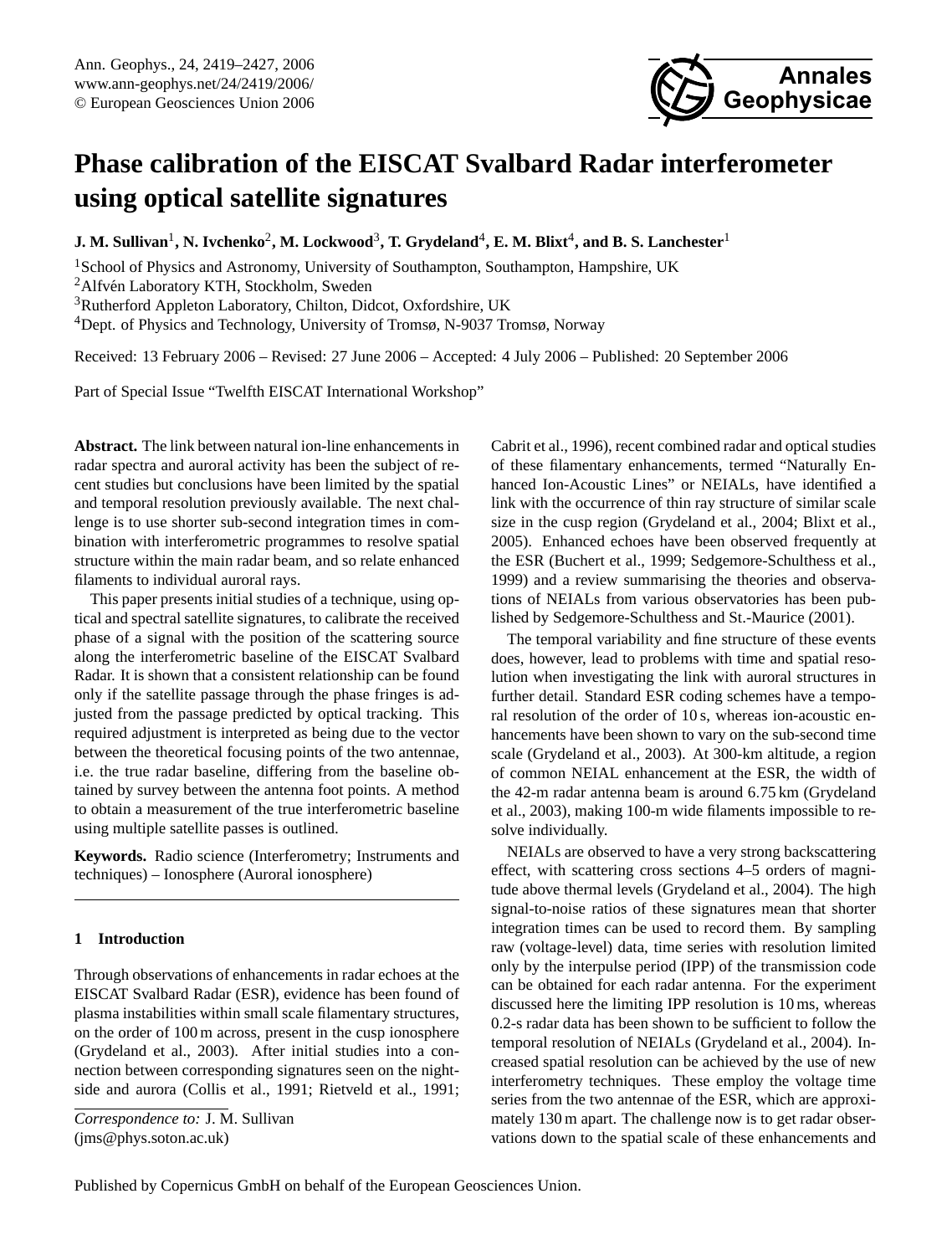# Phase calibration of the EISCAT Svalbard Radar interferometer using optical satellite signatures

**J. M. Sullivan[1], N. Ivchenko[2], M. Lockwood[3], T. Grydeland[4], E. M. Blixt[4], and B. S. Lanchester[1]**

[1]School of Physics and Astronomy, University of Southampton, Southampton, Hampshire, UK
[2]Alfvén Laboratory KTH, Stockholm, Sweden
[3]Rutherford Appleton Laboratory, Chilton, Didcot, Oxfordshire, UK
[4]Dept. of Physics and Technology, University of Tromsø, N-9037 Tromsø, Norway

Received: 13 February 2006 – Revised: 27 June 2006 – Accepted: 4 July 2006 – Published: 20 September 2006

Part of Special Issue "Twelfth EISCAT International Workshop"

**Abstract.** The link between natural ion-line enhancements in radar spectra and auroral activity has been the subject of recent studies but conclusions have been limited by the spatial and temporal resolution previously available. The next challenge is to use shorter sub-second integration times in combination with interferometric programmes to resolve spatial structure within the main radar beam, and so relate enhanced filaments to individual auroral rays.

This paper presents initial studies of a technique, using optical and spectral satellite signatures, to calibrate the received phase of a signal with the position of the scattering source along the interferometric baseline of the EISCAT Svalbard Radar. It is shown that a consistent relationship can be found only if the satellite passage through the phase fringes is adjusted from the passage predicted by optical tracking. This required adjustment is interpreted as being due to the vector between the theoretical focusing points of the two antennae, i.e. the true radar baseline, differing from the baseline obtained by survey between the antenna foot points. A method to obtain a measurement of the true interferometric baseline using multiple satellite passes is outlined.

**Keywords.** Radio science (Interferometry; Instruments and techniques) – Ionosphere (Auroral ionosphere)

## 1 Introduction

Through observations of enhancements in radar echoes at the EISCAT Svalbard Radar (ESR), evidence has been found of plasma instabilities within small scale filamentary structures, on the order of 100 m across, present in the cusp ionosphere (Grydeland et al., 2003). After initial studies into a connection between corresponding signatures seen on the nightside and aurora (Collis et al., 1991; Rietveld et al., 1991; Cabrit et al., 1996), recent combined radar and optical studies of these filamentary enhancements, termed "Naturally Enhanced Ion-Acoustic Lines" or NEIALs, have identified a link with the occurrence of thin ray structure of similar scale size in the cusp region (Grydeland et al., 2004; Blixt et al., 2005). Enhanced echoes have been observed frequently at the ESR (Buchert et al., 1999; Sedgemore-Schulthess et al., 1999) and a review summarising the theories and observations of NEIALs from various observatories has been published by Sedgemore-Schulthess and St.-Maurice (2001).

The temporal variability and fine structure of these events does, however, lead to problems with time and spatial resolution when investigating the link with auroral structures in further detail. Standard ESR coding schemes have a temporal resolution of the order of 10 s, whereas ion-acoustic enhancements have been shown to vary on the sub-second time scale (Grydeland et al., 2003). At 300-km altitude, a region of common NEIAL enhancement at the ESR, the width of the 42-m radar antenna beam is around 6.75 km (Grydeland et al., 2003), making 100-m wide filaments impossible to resolve individually.

NEIALs are observed to have a very strong backscattering effect, with scattering cross sections 4–5 orders of magnitude above thermal levels (Grydeland et al., 2004). The high signal-to-noise ratios of these signatures mean that shorter integration times can be used to record them. By sampling raw (voltage-level) data, time series with resolution limited only by the interpulse period (IPP) of the transmission code can be obtained for each radar antenna. For the experiment discussed here the limiting IPP resolution is 10 ms, whereas 0.2-s radar data has been shown to be sufficient to follow the temporal resolution of NEIALs (Grydeland et al., 2004). Increased spatial resolution can be achieved by the use of new interferometry techniques. These employ the voltage time series from the two antennae of the ESR, which are approximately 130 m apart. The challenge now is to get radar observations down to the spatial scale of these enhancements and

*Correspondence to:* J. M. Sullivan
(jms@phys.soton.ac.uk)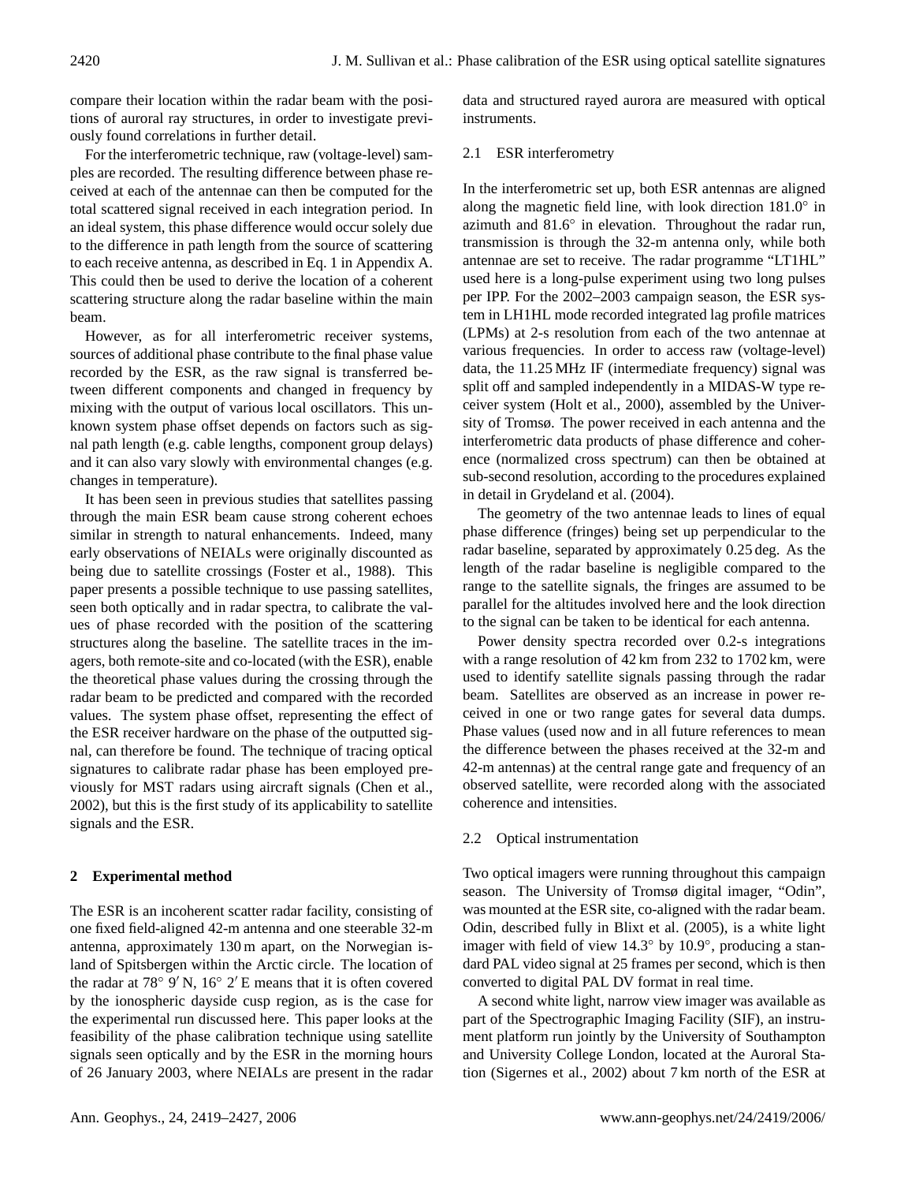compare their location within the radar beam with the positions of auroral ray structures, in order to investigate previously found correlations in further detail.

For the interferometric technique, raw (voltage-level) samples are recorded. The resulting difference between phase received at each of the antennae can then be computed for the total scattered signal received in each integration period. In an ideal system, this phase difference would occur solely due to the difference in path length from the source of scattering to each receive antenna, as described in Eq. 1 in Appendix A. This could then be used to derive the location of a coherent scattering structure along the radar baseline within the main beam.

However, as for all interferometric receiver systems, sources of additional phase contribute to the final phase value recorded by the ESR, as the raw signal is transferred between different components and changed in frequency by mixing with the output of various local oscillators. This unknown system phase offset depends on factors such as signal path length (e.g. cable lengths, component group delays) and it can also vary slowly with environmental changes (e.g. changes in temperature).

It has been seen in previous studies that satellites passing through the main ESR beam cause strong coherent echoes similar in strength to natural enhancements. Indeed, many early observations of NEIALs were originally discounted as being due to satellite crossings (Foster et al., 1988). This paper presents a possible technique to use passing satellites, seen both optically and in radar spectra, to calibrate the values of phase recorded with the position of the scattering structures along the baseline. The satellite traces in the imagers, both remote-site and co-located (with the ESR), enable the theoretical phase values during the crossing through the radar beam to be predicted and compared with the recorded values. The system phase offset, representing the effect of the ESR receiver hardware on the phase of the outputted signal, can therefore be found. The technique of tracing optical signatures to calibrate radar phase has been employed previously for MST radars using aircraft signals (Chen et al., 2002), but this is the first study of its applicability to satellite signals and the ESR.

## 2 Experimental method

The ESR is an incoherent scatter radar facility, consisting of one fixed field-aligned 42-m antenna and one steerable 32-m antenna, approximately 130 m apart, on the Norwegian island of Spitsbergen within the Arctic circle. The location of the radar at 78° 9′ N, 16° 2′ E means that it is often covered by the ionospheric dayside cusp region, as is the case for the experimental run discussed here. This paper looks at the feasibility of the phase calibration technique using satellite signals seen optically and by the ESR in the morning hours of 26 January 2003, where NEIALs are present in the radar data and structured rayed aurora are measured with optical instruments.

### 2.1 ESR interferometry

In the interferometric set up, both ESR antennas are aligned along the magnetic field line, with look direction 181.0° in azimuth and 81.6° in elevation. Throughout the radar run, transmission is through the 32-m antenna only, while both antennae are set to receive. The radar programme "LT1HL" used here is a long-pulse experiment using two long pulses per IPP. For the 2002–2003 campaign season, the ESR system in LH1HL mode recorded integrated lag profile matrices (LPMs) at 2-s resolution from each of the two antennae at various frequencies. In order to access raw (voltage-level) data, the 11.25 MHz IF (intermediate frequency) signal was split off and sampled independently in a MIDAS-W type receiver system (Holt et al., 2000), assembled by the University of Tromsø. The power received in each antenna and the interferometric data products of phase difference and coherence (normalized cross spectrum) can then be obtained at sub-second resolution, according to the procedures explained in detail in Grydeland et al. (2004).

The geometry of the two antennae leads to lines of equal phase difference (fringes) being set up perpendicular to the radar baseline, separated by approximately 0.25 deg. As the length of the radar baseline is negligible compared to the range to the satellite signals, the fringes are assumed to be parallel for the altitudes involved here and the look direction to the signal can be taken to be identical for each antenna.

Power density spectra recorded over 0.2-s integrations with a range resolution of 42 km from 232 to 1702 km, were used to identify satellite signals passing through the radar beam. Satellites are observed as an increase in power received in one or two range gates for several data dumps. Phase values (used now and in all future references to mean the difference between the phases received at the 32-m and 42-m antennas) at the central range gate and frequency of an observed satellite, were recorded along with the associated coherence and intensities.

### 2.2 Optical instrumentation

Two optical imagers were running throughout this campaign season. The University of Tromsø digital imager, "Odin", was mounted at the ESR site, co-aligned with the radar beam. Odin, described fully in Blixt et al. (2005), is a white light imager with field of view 14.3° by 10.9°, producing a standard PAL video signal at 25 frames per second, which is then converted to digital PAL DV format in real time.

A second white light, narrow view imager was available as part of the Spectrographic Imaging Facility (SIF), an instrument platform run jointly by the University of Southampton and University College London, located at the Auroral Station (Sigernes et al., 2002) about 7 km north of the ESR at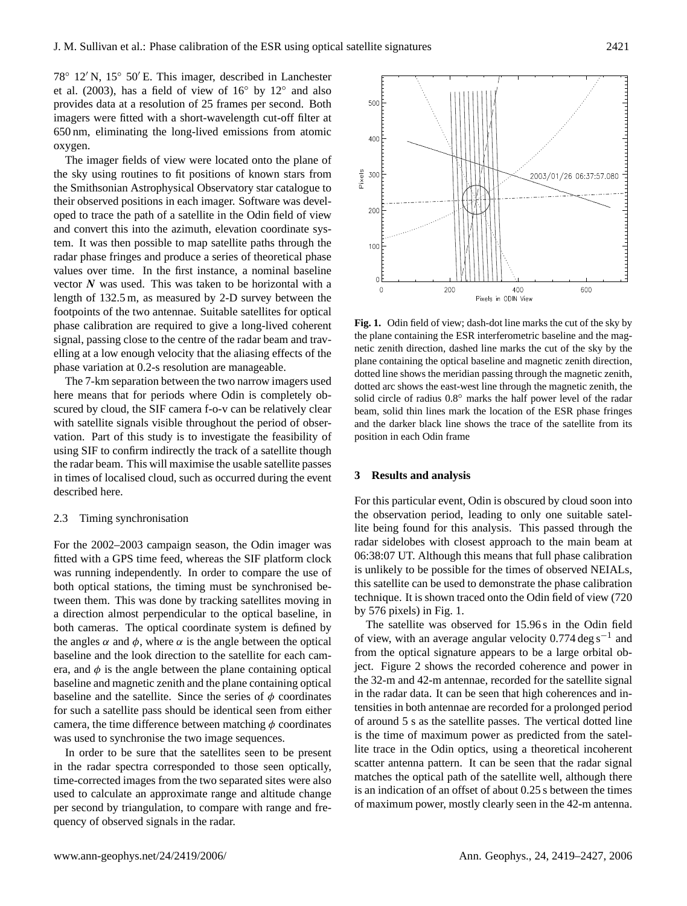78° 12′ N, 15° 50′ E. This imager, described in Lanchester et al. (2003), has a field of view of 16° by 12° and also provides data at a resolution of 25 frames per second. Both imagers were fitted with a short-wavelength cut-off filter at 650 nm, eliminating the long-lived emissions from atomic oxygen.

The imager fields of view were located onto the plane of the sky using routines to fit positions of known stars from the Smithsonian Astrophysical Observatory star catalogue to their observed positions in each imager. Software was developed to trace the path of a satellite in the Odin field of view and convert this into the azimuth, elevation coordinate system. It was then possible to map satellite paths through the radar phase fringes and produce a series of theoretical phase values over time. In the first instance, a nominal baseline vector $\boldsymbol{N}$ was used. This was taken to be horizontal with a length of 132.5 m, as measured by 2-D survey between the footpoints of the two antennae. Suitable satellites for optical phase calibration are required to give a long-lived coherent signal, passing close to the centre of the radar beam and travelling at a low enough velocity that the aliasing effects of the phase variation at 0.2-s resolution are manageable.

The 7-km separation between the two narrow imagers used here means that for periods where Odin is completely obscured by cloud, the SIF camera f-o-v can be relatively clear with satellite signals visible throughout the period of observation. Part of this study is to investigate the feasibility of using SIF to confirm indirectly the track of a satellite though the radar beam. This will maximise the usable satellite passes in times of localised cloud, such as occurred during the event described here.

### 2.3 Timing synchronisation

For the 2002–2003 campaign season, the Odin imager was fitted with a GPS time feed, whereas the SIF platform clock was running independently. In order to compare the use of both optical stations, the timing must be synchronised between them. This was done by tracking satellites moving in a direction almost perpendicular to the optical baseline, in both cameras. The optical coordinate system is defined by the angles $\alpha$ and $\phi$, where $\alpha$ is the angle between the optical baseline and the look direction to the satellite for each camera, and $\phi$ is the angle between the plane containing optical baseline and magnetic zenith and the plane containing optical baseline and the satellite. Since the series of $\phi$ coordinates for such a satellite pass should be identical seen from either camera, the time difference between matching $\phi$ coordinates was used to synchronise the two image sequences.

In order to be sure that the satellites seen to be present in the radar spectra corresponded to those seen optically, time-corrected images from the two separated sites were also used to calculate an approximate range and altitude change per second by triangulation, to compare with range and frequency of observed signals in the radar.

**Fig. 1.** Odin field of view; dash-dot line marks the cut of the sky by the plane containing the ESR interferometric baseline and the magnetic zenith direction, dashed line marks the cut of the sky by the plane containing the optical baseline and magnetic zenith direction, dotted line shows the meridian passing through the magnetic zenith, dotted arc shows the east-west line through the magnetic zenith, the solid circle of radius 0.8° marks the half power level of the radar beam, solid thin lines mark the location of the ESR phase fringes and the darker black line shows the trace of the satellite from its position in each Odin frame

## 3 Results and analysis

For this particular event, Odin is obscured by cloud soon into the observation period, leading to only one suitable satellite being found for this analysis. This passed through the radar sidelobes with closest approach to the main beam at 06:38:07 UT. Although this means that full phase calibration is unlikely to be possible for the times of observed NEIALs, this satellite can be used to demonstrate the phase calibration technique. It is shown traced onto the Odin field of view (720 by 576 pixels) in Fig. 1.

The satellite was observed for 15.96 s in the Odin field of view, with an average angular velocity 0.774 deg s$^{-1}$ and from the optical signature appears to be a large orbital object. Figure 2 shows the recorded coherence and power in the 32-m and 42-m antennae, recorded for the satellite signal in the radar data. It can be seen that high coherences and intensities in both antennae are recorded for a prolonged period of around 5 s as the satellite passes. The vertical dotted line is the time of maximum power as predicted from the satellite trace in the Odin optics, using a theoretical incoherent scatter antenna pattern. It can be seen that the radar signal matches the optical path of the satellite well, although there is an indication of an offset of about 0.25 s between the times of maximum power, mostly clearly seen in the 42-m antenna.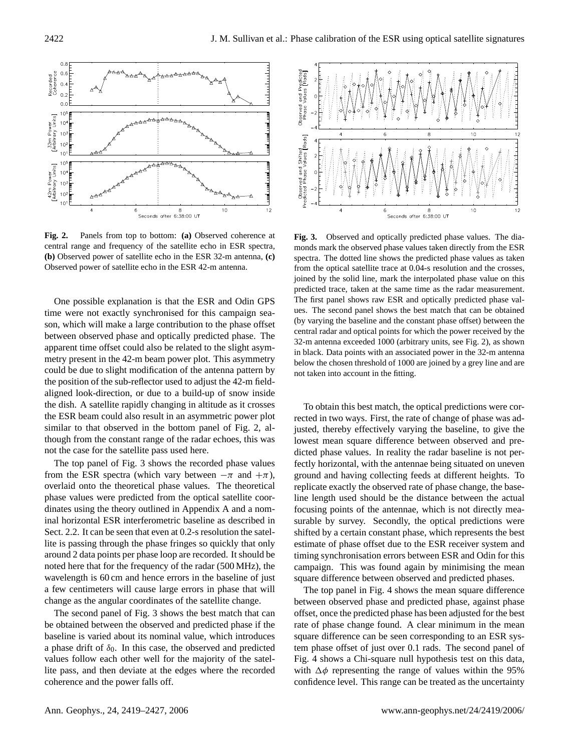**Fig. 2.** Panels from top to bottom: **(a)** Observed coherence at central range and frequency of the satellite echo in ESR spectra, **(b)** Observed power of satellite echo in the ESR 32-m antenna, **(c)** Observed power of satellite echo in the ESR 42-m antenna.

**Fig. 3.** Observed and optically predicted phase values. The diamonds mark the observed phase values taken directly from the ESR spectra. The dotted line shows the predicted phase values as taken from the optical satellite trace at 0.04-s resolution and the crosses, joined by the solid line, mark the interpolated phase value on this predicted trace, taken at the same time as the radar measurement. The first panel shows raw ESR and optically predicted phase values. The second panel shows the best match that can be obtained (by varying the baseline and the constant phase offset) between the central radar and optical points for which the power received by the 32-m antenna exceeded 1000 (arbitrary units, see Fig. 2), as shown in black. Data points with an associated power in the 32-m antenna below the chosen threshold of 1000 are joined by a grey line and are not taken into account in the fitting.

One possible explanation is that the ESR and Odin GPS time were not exactly synchronised for this campaign season, which will make a large contribution to the phase offset between observed phase and optically predicted phase. The apparent time offset could also be related to the slight asymmetry present in the 42-m beam power plot. This asymmetry could be due to slight modification of the antenna pattern by the position of the sub-reflector used to adjust the 42-m field-aligned look-direction, or due to a build-up of snow inside the dish. A satellite rapidly changing in altitude as it crosses the ESR beam could also result in an asymmetric power plot similar to that observed in the bottom panel of Fig. 2, although from the constant range of the radar echoes, this was not the case for the satellite pass used here.

The top panel of Fig. 3 shows the recorded phase values from the ESR spectra (which vary between $-\pi$ and $+\pi$), overlaid onto the theoretical phase values. The theoretical phase values were predicted from the optical satellite coordinates using the theory outlined in Appendix A and a nominal horizontal ESR interferometric baseline as described in Sect. 2.2. It can be seen that even at 0.2-s resolution the satellite is passing through the phase fringes so quickly that only around 2 data points per phase loop are recorded. It should be noted here that for the frequency of the radar (500 MHz), the wavelength is 60 cm and hence errors in the baseline of just a few centimeters will cause large errors in phase that will change as the angular coordinates of the satellite change.

The second panel of Fig. 3 shows the best match that can be obtained between the observed and predicted phase if the baseline is varied about its nominal value, which introduces a phase drift of $\delta_0$. In this case, the observed and predicted values follow each other well for the majority of the satellite pass, and then deviate at the edges where the recorded coherence and the power falls off.

To obtain this best match, the optical predictions were corrected in two ways. First, the rate of change of phase was adjusted, thereby effectively varying the baseline, to give the lowest mean square difference between observed and predicted phase values. In reality the radar baseline is not perfectly horizontal, with the antennae being situated on uneven ground and having collecting feeds at different heights. To replicate exactly the observed rate of phase change, the baseline length used should be the distance between the actual focusing points of the antennae, which is not directly measurable by survey. Secondly, the optical predictions were shifted by a certain constant phase, which represents the best estimate of phase offset due to the ESR receiver system and timing synchronisation errors between ESR and Odin for this campaign. This was found again by minimising the mean square difference between observed and predicted phases.

The top panel in Fig. 4 shows the mean square difference between observed phase and predicted phase, against phase offset, once the predicted phase has been adjusted for the best rate of phase change found. A clear minimum in the mean square difference can be seen corresponding to an ESR system phase offset of just over 0.1 rads. The second panel of Fig. 4 shows a Chi-square null hypothesis test on this data, with $\Delta\phi$ representing the range of values within the 95% confidence level. This range can be treated as the uncertainty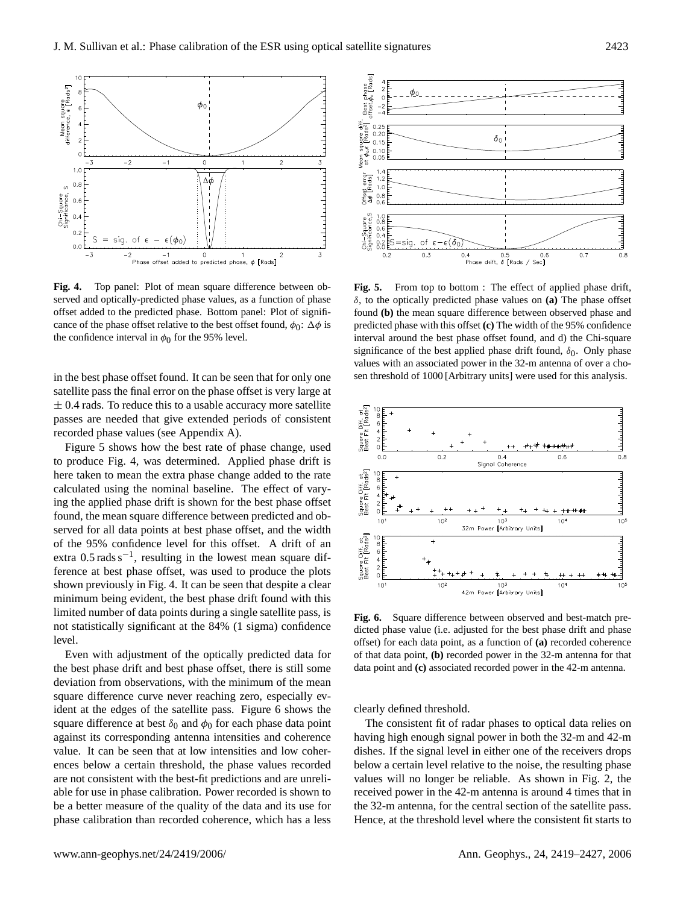**Fig. 4.** Top panel: Plot of mean square difference between observed and optically-predicted phase values, as a function of phase offset added to the predicted phase. Bottom panel: Plot of significance of the phase offset relative to the best offset found, $\phi_0$: $\Delta\phi$ is the confidence interval in $\phi_0$ for the 95% level.

**Fig. 5.** From top to bottom : The effect of applied phase drift, $\delta$, to the optically predicted phase values on **(a)** The phase offset found **(b)** the mean square difference between observed phase and predicted phase with this offset **(c)** The width of the 95% confidence interval around the best phase offset found, and d) the Chi-square significance of the best applied phase drift found, $\delta_0$. Only phase values with an associated power in the 32-m antenna of over a chosen threshold of 1000 [Arbitrary units] were used for this analysis.

in the best phase offset found. It can be seen that for only one satellite pass the final error on the phase offset is very large at $\pm$ 0.4 rads. To reduce this to a usable accuracy more satellite passes are needed that give extended periods of consistent recorded phase values (see Appendix A).

Figure 5 shows how the best rate of phase change, used to produce Fig. 4, was determined. Applied phase drift is here taken to mean the extra phase change added to the rate calculated using the nominal baseline. The effect of varying the applied phase drift is shown for the best phase offset found, the mean square difference between predicted and observed for all data points at best phase offset, and the width of the 95% confidence level for this offset. A drift of an extra 0.5 rads $\mathrm{s}^{-1}$, resulting in the lowest mean square difference at best phase offset, was used to produce the plots shown previously in Fig. 4. It can be seen that despite a clear minimum being evident, the best phase drift found with this limited number of data points during a single satellite pass, is not statistically significant at the 84% (1 sigma) confidence level.

Even with adjustment of the optically predicted data for the best phase drift and best phase offset, there is still some deviation from observations, with the minimum of the mean square difference curve never reaching zero, especially evident at the edges of the satellite pass. Figure 6 shows the square difference at best $\delta_0$ and $\phi_0$ for each phase data point against its corresponding antenna intensities and coherence value. It can be seen that at low intensities and low coherences below a certain threshold, the phase values recorded are not consistent with the best-fit predictions and are unreliable for use in phase calibration. Power recorded is shown to be a better measure of the quality of the data and its use for phase calibration than recorded coherence, which has a less clearly defined threshold.

**Fig. 6.** Square difference between observed and best-match predicted phase value (i.e. adjusted for the best phase drift and phase offset) for each data point, as a function of **(a)** recorded coherence of that data point, **(b)** recorded power in the 32-m antenna for that data point and **(c)** associated recorded power in the 42-m antenna.

The consistent fit of radar phases to optical data relies on having high enough signal power in both the 32-m and 42-m dishes. If the signal level in either one of the receivers drops below a certain level relative to the noise, the resulting phase values will no longer be reliable. As shown in Fig. 2, the received power in the 42-m antenna is around 4 times that in the 32-m antenna, for the central section of the satellite pass. Hence, at the threshold level where the consistent fit starts to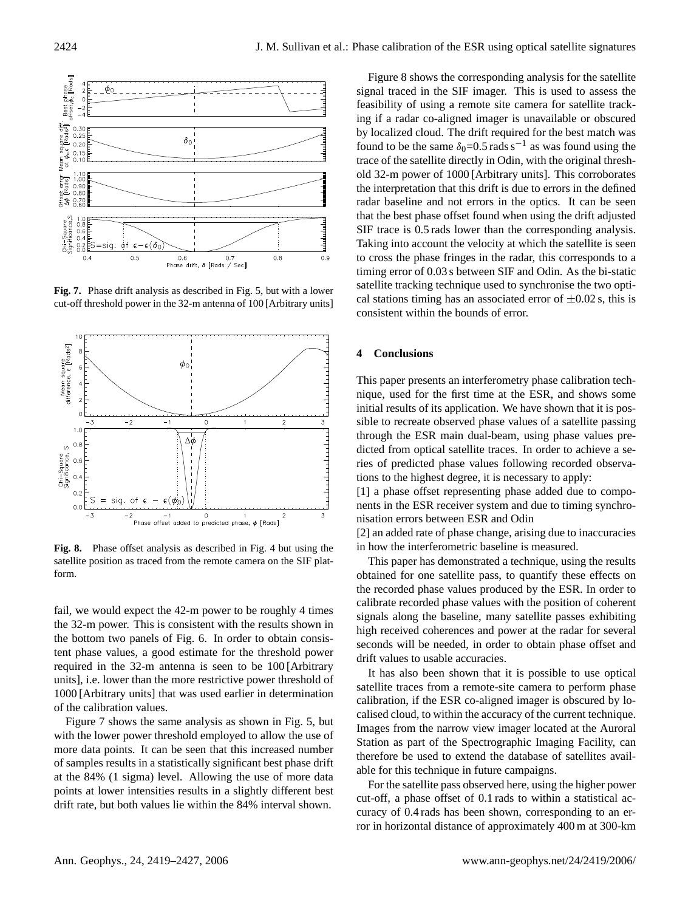**Fig. 7.** Phase drift analysis as described in Fig. 5, but with a lower cut-off threshold power in the 32-m antenna of 100 [Arbitrary units]

**Fig. 8.** Phase offset analysis as described in Fig. 4 but using the satellite position as traced from the remote camera on the SIF platform.

fail, we would expect the 42-m power to be roughly 4 times the 32-m power. This is consistent with the results shown in the bottom two panels of Fig. 6. In order to obtain consistent phase values, a good estimate for the threshold power required in the 32-m antenna is seen to be 100 [Arbitrary units], i.e. lower than the more restrictive power threshold of 1000 [Arbitrary units] that was used earlier in determination of the calibration values.

Figure 7 shows the same analysis as shown in Fig. 5, but with the lower power threshold employed to allow the use of more data points. It can be seen that this increased number of samples results in a statistically significant best phase drift at the 84% (1 sigma) level. Allowing the use of more data points at lower intensities results in a slightly different best drift rate, but both values lie within the 84% interval shown.

Figure 8 shows the corresponding analysis for the satellite signal traced in the SIF imager. This is used to assess the feasibility of using a remote site camera for satellite tracking if a radar co-aligned imager is unavailable or obscured by localized cloud. The drift required for the best match was found to be the same $\delta_0$=0.5 rads s$^{-1}$ as was found using the trace of the satellite directly in Odin, with the original threshold 32-m power of 1000 [Arbitrary units]. This corroborates the interpretation that this drift is due to errors in the defined radar baseline and not errors in the optics. It can be seen that the best phase offset found when using the drift adjusted SIF trace is 0.5 rads lower than the corresponding analysis. Taking into account the velocity at which the satellite is seen to cross the phase fringes in the radar, this corresponds to a timing error of 0.03 s between SIF and Odin. As the bi-static satellite tracking technique used to synchronise the two optical stations timing has an associated error of $\pm$0.02 s, this is consistent within the bounds of error.

## 4 Conclusions

This paper presents an interferometry phase calibration technique, used for the first time at the ESR, and shows some initial results of its application. We have shown that it is possible to recreate observed phase values of a satellite passing through the ESR main dual-beam, using phase values predicted from optical satellite traces. In order to achieve a series of predicted phase values following recorded observations to the highest degree, it is necessary to apply:

[1] a phase offset representing phase added due to components in the ESR receiver system and due to timing synchronisation errors between ESR and Odin

[2] an added rate of phase change, arising due to inaccuracies in how the interferometric baseline is measured.

This paper has demonstrated a technique, using the results obtained for one satellite pass, to quantify these effects on the recorded phase values produced by the ESR. In order to calibrate recorded phase values with the position of coherent signals along the baseline, many satellite passes exhibiting high received coherences and power at the radar for several seconds will be needed, in order to obtain phase offset and drift values to usable accuracies.

It has also been shown that it is possible to use optical satellite traces from a remote-site camera to perform phase calibration, if the ESR co-aligned imager is obscured by localised cloud, to within the accuracy of the current technique. Images from the narrow view imager located at the Auroral Station as part of the Spectrographic Imaging Facility, can therefore be used to extend the database of satellites available for this technique in future campaigns.

For the satellite pass observed here, using the higher power cut-off, a phase offset of 0.1 rads to within a statistical accuracy of 0.4 rads has been shown, corresponding to an error in horizontal distance of approximately 400 m at 300-km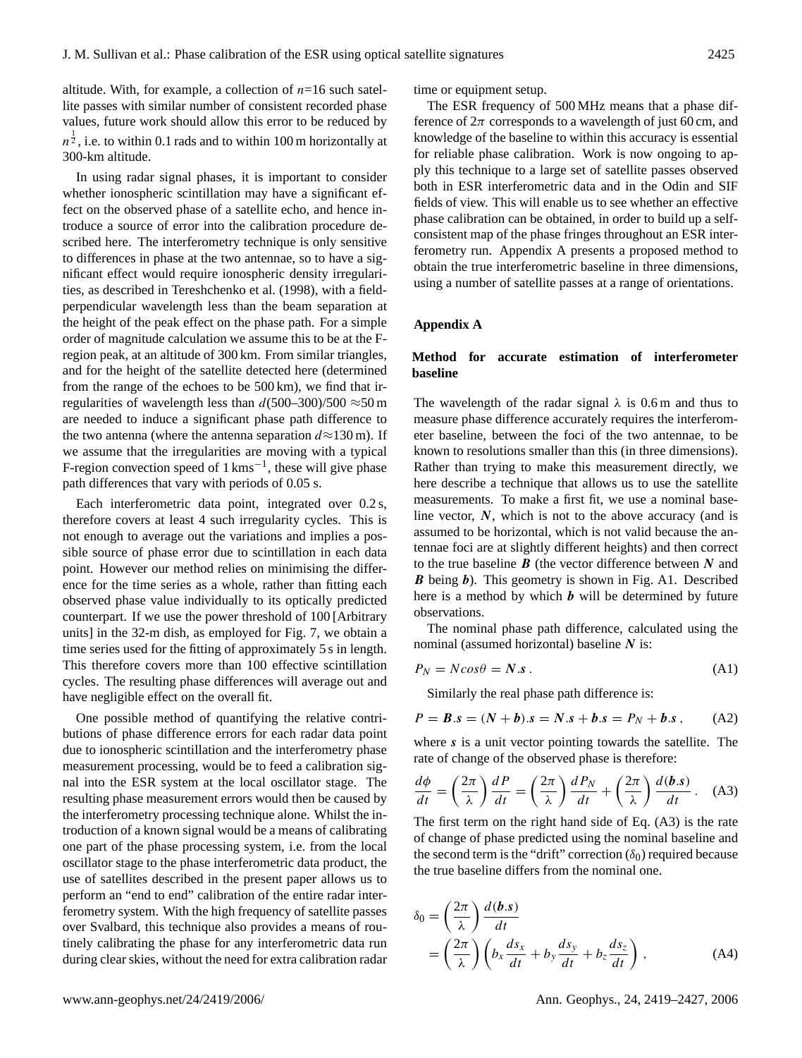altitude. With, for example, a collection of $n$=16 such satellite passes with similar number of consistent recorded phase values, future work should allow this error to be reduced by $n^{\frac{1}{2}}$, i.e. to within 0.1 rads and to within 100 m horizontally at 300-km altitude.

In using radar signal phases, it is important to consider whether ionospheric scintillation may have a significant effect on the observed phase of a satellite echo, and hence introduce a source of error into the calibration procedure described here. The interferometry technique is only sensitive to differences in phase at the two antennae, so to have a significant effect would require ionospheric density irregularities, as described in Tereshchenko et al. (1998), with a field-perpendicular wavelength less than the beam separation at the height of the peak effect on the phase path. For a simple order of magnitude calculation we assume this to be at the F-region peak, at an altitude of 300 km. From similar triangles, and for the height of the satellite detected here (determined from the range of the echoes to be 500 km), we find that irregularities of wavelength less than $d$(500–300)/500 ≈50 m are needed to induce a significant phase path difference to the two antenna (where the antenna separation $d$≈130 m). If we assume that the irregularities are moving with a typical F-region convection speed of 1 $\text{kms}^{-1}$, these will give phase path differences that vary with periods of 0.05 s.

Each interferometric data point, integrated over 0.2 s, therefore covers at least 4 such irregularity cycles. This is not enough to average out the variations and implies a possible source of phase error due to scintillation in each data point. However our method relies on minimising the difference for the time series as a whole, rather than fitting each observed phase value individually to its optically predicted counterpart. If we use the power threshold of 100 [Arbitrary units] in the 32-m dish, as employed for Fig. 7, we obtain a time series used for the fitting of approximately 5 s in length. This therefore covers more than 100 effective scintillation cycles. The resulting phase differences will average out and have negligible effect on the overall fit.

One possible method of quantifying the relative contributions of phase difference errors for each radar data point due to ionospheric scintillation and the interferometry phase measurement processing, would be to feed a calibration signal into the ESR system at the local oscillator stage. The resulting phase measurement errors would then be caused by the interferometry processing technique alone. Whilst the introduction of a known signal would be a means of calibrating one part of the phase processing system, i.e. from the local oscillator stage to the phase interferometric data product, the use of satellites described in the present paper allows us to perform an "end to end" calibration of the entire radar interferometry system. With the high frequency of satellite passes over Svalbard, this technique also provides a means of routinely calibrating the phase for any interferometric data run during clear skies, without the need for extra calibration radar time or equipment setup.

The ESR frequency of 500 MHz means that a phase difference of $2\pi$ corresponds to a wavelength of just 60 cm, and knowledge of the baseline to within this accuracy is essential for reliable phase calibration. Work is now ongoing to apply this technique to a large set of satellite passes observed both in ESR interferometric data and in the Odin and SIF fields of view. This will enable us to see whether an effective phase calibration can be obtained, in order to build up a self-consistent map of the phase fringes throughout an ESR interferometry run. Appendix A presents a proposed method to obtain the true interferometric baseline in three dimensions, using a number of satellite passes at a range of orientations.

## Appendix A

### Method for accurate estimation of interferometer baseline

The wavelength of the radar signal $\lambda$ is 0.6 m and thus to measure phase difference accurately requires the interferometer baseline, between the foci of the two antennae, to be known to resolutions smaller than this (in three dimensions). Rather than trying to make this measurement directly, we here describe a technique that allows us to use the satellite measurements. To make a first fit, we use a nominal baseline vector, $\boldsymbol{N}$, which is not to the above accuracy (and is assumed to be horizontal, which is not valid because the antennae foci are at slightly different heights) and then correct to the true baseline $\boldsymbol{B}$ (the vector difference between $\boldsymbol{N}$ and $\boldsymbol{B}$ being $\boldsymbol{b}$). This geometry is shown in Fig. A1. Described here is a method by which $\boldsymbol{b}$ will be determined by future observations.

The nominal phase path difference, calculated using the nominal (assumed horizontal) baseline $\boldsymbol{N}$ is:

$$P_N = N cos\theta = \boldsymbol{N}.\boldsymbol{s}\,. \tag{A1}$$

Similarly the real phase path difference is:

$$P = \boldsymbol{B}.\boldsymbol{s} = (\boldsymbol{N}+\boldsymbol{b}).\boldsymbol{s} = \boldsymbol{N}.\boldsymbol{s} + \boldsymbol{b}.\boldsymbol{s} = P_N + \boldsymbol{b}.\boldsymbol{s}\,, \tag{A2}$$

where $\boldsymbol{s}$ is a unit vector pointing towards the satellite. The rate of change of the observed phase is therefore:

$$\frac{d\phi}{dt} = \left(\frac{2\pi}{\lambda}\right)\frac{dP}{dt} = \left(\frac{2\pi}{\lambda}\right)\frac{dP_N}{dt} + \left(\frac{2\pi}{\lambda}\right)\frac{d(\boldsymbol{b}.\boldsymbol{s})}{dt}\,. \tag{A3}$$

The first term on the right hand side of Eq. (A3) is the rate of change of phase predicted using the nominal baseline and the second term is the "drift" correction ($\delta_0$) required because the true baseline differs from the nominal one.

$$\begin{aligned}\delta_0 &= \left(\frac{2\pi}{\lambda}\right)\frac{d(\boldsymbol{b}.\boldsymbol{s})}{dt} \\ &= \left(\frac{2\pi}{\lambda}\right)\left(b_x\frac{ds_x}{dt} + b_y\frac{ds_y}{dt} + b_z\frac{ds_z}{dt}\right)\,,\end{aligned} \tag{A4}$$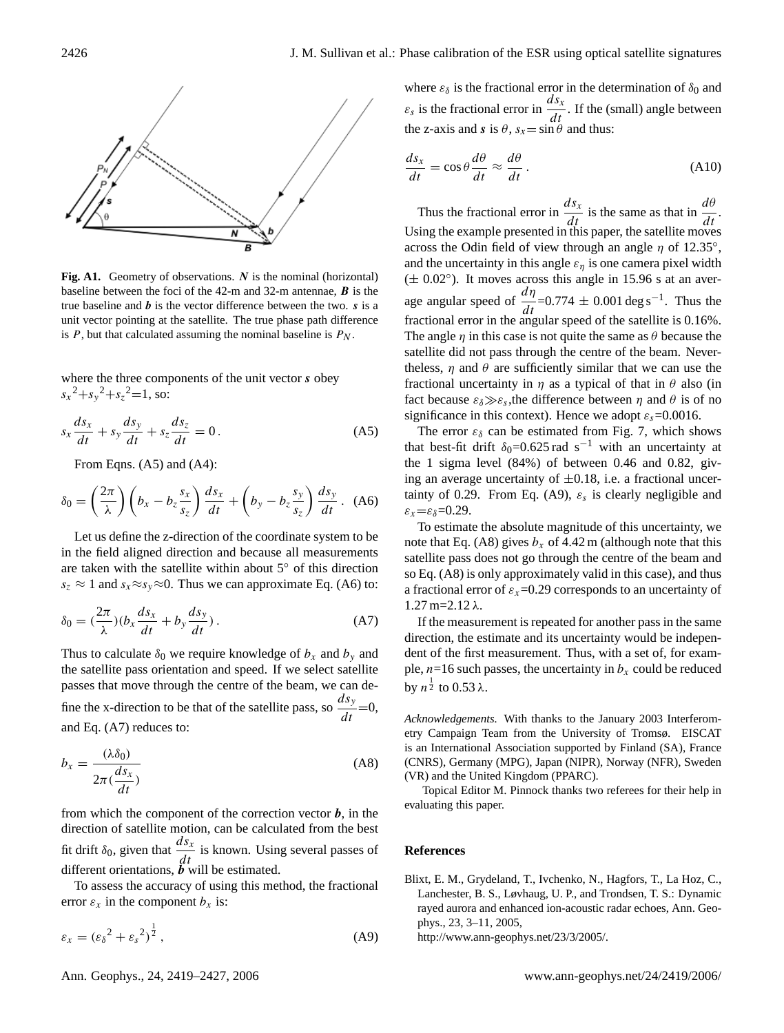**Fig. A1.** Geometry of observations. ***N*** is the nominal (horizontal) baseline between the foci of the 42-m and 32-m antennae, ***B*** is the true baseline and ***b*** is the vector difference between the two. ***s*** is a unit vector pointing at the satellite. The true phase path difference is $P$, but that calculated assuming the nominal baseline is $P_N$.

where the three components of the unit vector ***s*** obey $s_x{}^2+s_y{}^2+s_z{}^2=1$, so:

$$s_x \frac{ds_x}{dt} + s_y \frac{ds_y}{dt} + s_z \frac{ds_z}{dt} = 0\,. \tag{A5}$$

From Eqns. (A5) and (A4):

$$\delta_0 = \left(\frac{2\pi}{\lambda}\right)\left(b_x - b_z \frac{s_x}{s_z}\right)\frac{ds_x}{dt} + \left(b_y - b_z \frac{s_y}{s_z}\right)\frac{ds_y}{dt}\,. \tag{A6}$$

Let us define the z-direction of the coordinate system to be in the field aligned direction and because all measurements are taken with the satellite within about 5° of this direction $s_z \approx 1$ and $s_x \approx s_y \approx 0$. Thus we can approximate Eq. (A6) to:

$$\delta_0 = (\frac{2\pi}{\lambda})(b_x \frac{ds_x}{dt} + b_y \frac{ds_y}{dt})\,. \tag{A7}$$

Thus to calculate $\delta_0$ we require knowledge of $b_x$ and $b_y$ and the satellite pass orientation and speed. If we select satellite passes that move through the centre of the beam, we can define the x-direction to be that of the satellite pass, so $\frac{ds_y}{dt}=0$, and Eq. (A7) reduces to:

$$b_x = \frac{(\lambda \delta_0)}{2\pi(\frac{ds_x}{dt})} \tag{A8}$$

from which the component of the correction vector ***b***, in the direction of satellite motion, can be calculated from the best fit drift $\delta_0$, given that $\frac{ds_x}{dt}$ is known. Using several passes of different orientations, ***b*** will be estimated.

To assess the accuracy of using this method, the fractional error $\varepsilon_x$ in the component $b_x$ is:

$$\varepsilon_x = (\varepsilon_\delta{}^2 + \varepsilon_s{}^2)^{\frac{1}{2}}\,, \tag{A9}$$

where $\varepsilon_\delta$ is the fractional error in the determination of $\delta_0$ and $\varepsilon_s$ is the fractional error in $\frac{ds_x}{dt}$. If the (small) angle between the z-axis and ***s*** is $\theta$, $s_x = \sin\theta$ and thus:

$$\frac{ds_x}{dt} = \cos\theta \frac{d\theta}{dt} \approx \frac{d\theta}{dt}\,. \tag{A10}$$

Thus the fractional error in $\frac{ds_x}{dt}$ is the same as that in $\frac{d\theta}{dt}$. Using the example presented in this paper, the satellite moves across the Odin field of view through an angle $\eta$ of 12.35°, and the uncertainty in this angle $\varepsilon_\eta$ is one camera pixel width (± 0.02°). It moves across this angle in 15.96 s at an average angular speed of $\frac{d\eta}{dt}$=0.774 ± 0.001 deg s$^{-1}$. Thus the fractional error in the angular speed of the satellite is 0.16%. The angle $\eta$ in this case is not quite the same as $\theta$ because the satellite did not pass through the centre of the beam. Nevertheless, $\eta$ and $\theta$ are sufficiently similar that we can use the fractional uncertainty in $\eta$ as a typical of that in $\theta$ also (in fact because $\varepsilon_\delta \gg \varepsilon_s$, the difference between $\eta$ and $\theta$ is of no significance in this context). Hence we adopt $\varepsilon_s$=0.0016.

The error $\varepsilon_\delta$ can be estimated from Fig. 7, which shows that best-fit drift $\delta_0$=0.625 rad s$^{-1}$ with an uncertainty at the 1 sigma level (84%) of between 0.46 and 0.82, giving an average uncertainty of ±0.18, i.e. a fractional uncertainty of 0.29. From Eq. (A9), $\varepsilon_s$ is clearly negligible and $\varepsilon_x = \varepsilon_\delta$=0.29.

To estimate the absolute magnitude of this uncertainty, we note that Eq. (A8) gives $b_x$ of 4.42 m (although note that this satellite pass does not go through the centre of the beam and so Eq. (A8) is only approximately valid in this case), and thus a fractional error of $\varepsilon_x$=0.29 corresponds to an uncertainty of 1.27 m=2.12 λ.

If the measurement is repeated for another pass in the same direction, the estimate and its uncertainty would be independent of the first measurement. Thus, with a set of, for example, $n$=16 such passes, the uncertainty in $b_x$ could be reduced by $n^{\frac{1}{2}}$ to 0.53 λ.

*Acknowledgements.* With thanks to the January 2003 Interferometry Campaign Team from the University of Tromsø. EISCAT is an International Association supported by Finland (SA), France (CNRS), Germany (MPG), Japan (NIPR), Norway (NFR), Sweden (VR) and the United Kingdom (PPARC).

Topical Editor M. Pinnock thanks two referees for their help in evaluating this paper.

## References

Blixt, E. M., Grydeland, T., Ivchenko, N., Hagfors, T., La Hoz, C., Lanchester, B. S., Løvhaug, U. P., and Trondsen, T. S.: Dynamic rayed aurora and enhanced ion-acoustic radar echoes, Ann. Geophys., 23, 3–11, 2005, http://www.ann-geophys.net/23/3/2005/.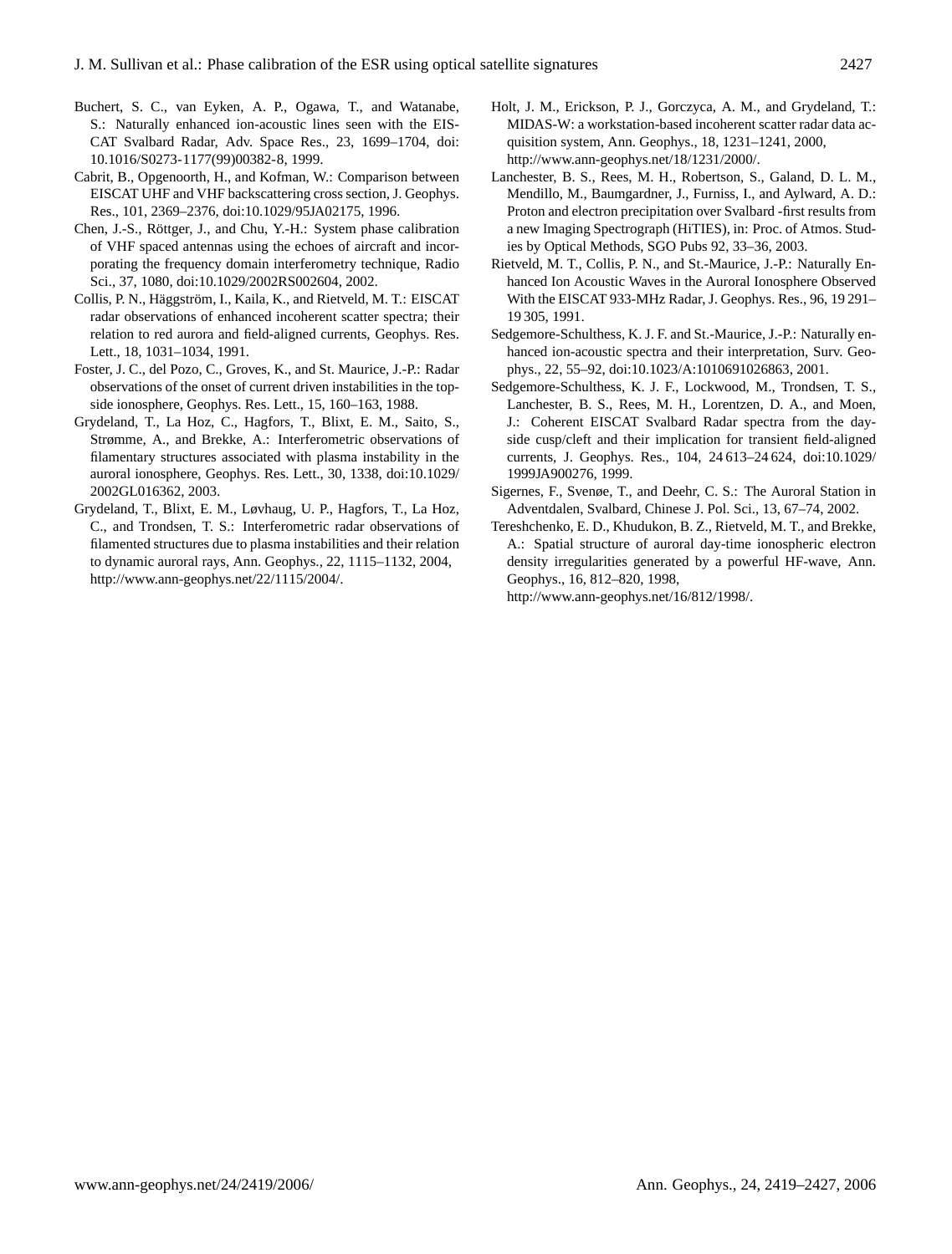Buchert, S. C., van Eyken, A. P., Ogawa, T., and Watanabe, S.: Naturally enhanced ion-acoustic lines seen with the EISCAT Svalbard Radar, Adv. Space Res., 23, 1699–1704, doi:10.1016/S0273-1177(99)00382-8, 1999.

Cabrit, B., Opgenoorth, H., and Kofman, W.: Comparison between EISCAT UHF and VHF backscattering cross section, J. Geophys. Res., 101, 2369–2376, doi:10.1029/95JA02175, 1996.

Chen, J.-S., Röttger, J., and Chu, Y.-H.: System phase calibration of VHF spaced antennas using the echoes of aircraft and incorporating the frequency domain interferometry technique, Radio Sci., 37, 1080, doi:10.1029/2002RS002604, 2002.

Collis, P. N., Häggström, I., Kaila, K., and Rietveld, M. T.: EISCAT radar observations of enhanced incoherent scatter spectra; their relation to red aurora and field-aligned currents, Geophys. Res. Lett., 18, 1031–1034, 1991.

Foster, J. C., del Pozo, C., Groves, K., and St. Maurice, J.-P.: Radar observations of the onset of current driven instabilities in the topside ionosphere, Geophys. Res. Lett., 15, 160–163, 1988.

Grydeland, T., La Hoz, C., Hagfors, T., Blixt, E. M., Saito, S., Strømme, A., and Brekke, A.: Interferometric observations of filamentary structures associated with plasma instability in the auroral ionosphere, Geophys. Res. Lett., 30, 1338, doi:10.1029/2002GL016362, 2003.

Grydeland, T., Blixt, E. M., Løvhaug, U. P., Hagfors, T., La Hoz, C., and Trondsen, T. S.: Interferometric radar observations of filamented structures due to plasma instabilities and their relation to dynamic auroral rays, Ann. Geophys., 22, 1115–1132, 2004, http://www.ann-geophys.net/22/1115/2004/.

Holt, J. M., Erickson, P. J., Gorczyca, A. M., and Grydeland, T.: MIDAS-W: a workstation-based incoherent scatter radar data acquisition system, Ann. Geophys., 18, 1231–1241, 2000, http://www.ann-geophys.net/18/1231/2000/.

Lanchester, B. S., Rees, M. H., Robertson, S., Galand, D. L. M., Mendillo, M., Baumgardner, J., Furniss, I., and Aylward, A. D.: Proton and electron precipitation over Svalbard -first results from a new Imaging Spectrograph (HiTIES), in: Proc. of Atmos. Studies by Optical Methods, SGO Pubs 92, 33–36, 2003.

Rietveld, M. T., Collis, P. N., and St.-Maurice, J.-P.: Naturally Enhanced Ion Acoustic Waves in the Auroral Ionosphere Observed With the EISCAT 933-MHz Radar, J. Geophys. Res., 96, 19 291–19 305, 1991.

Sedgemore-Schulthess, K. J. F. and St.-Maurice, J.-P.: Naturally enhanced ion-acoustic spectra and their interpretation, Surv. Geophys., 22, 55–92, doi:10.1023/A:1010691026863, 2001.

Sedgemore-Schulthess, K. J. F., Lockwood, M., Trondsen, T. S., Lanchester, B. S., Rees, M. H., Lorentzen, D. A., and Moen, J.: Coherent EISCAT Svalbard Radar spectra from the dayside cusp/cleft and their implication for transient field-aligned currents, J. Geophys. Res., 104, 24 613–24 624, doi:10.1029/1999JA900276, 1999.

Sigernes, F., Svenøe, T., and Deehr, C. S.: The Auroral Station in Adventdalen, Svalbard, Chinese J. Pol. Sci., 13, 67–74, 2002.

Tereshchenko, E. D., Khudukon, B. Z., Rietveld, M. T., and Brekke, A.: Spatial structure of auroral day-time ionospheric electron density irregularities generated by a powerful HF-wave, Ann. Geophys., 16, 812–820, 1998, http://www.ann-geophys.net/16/812/1998/.